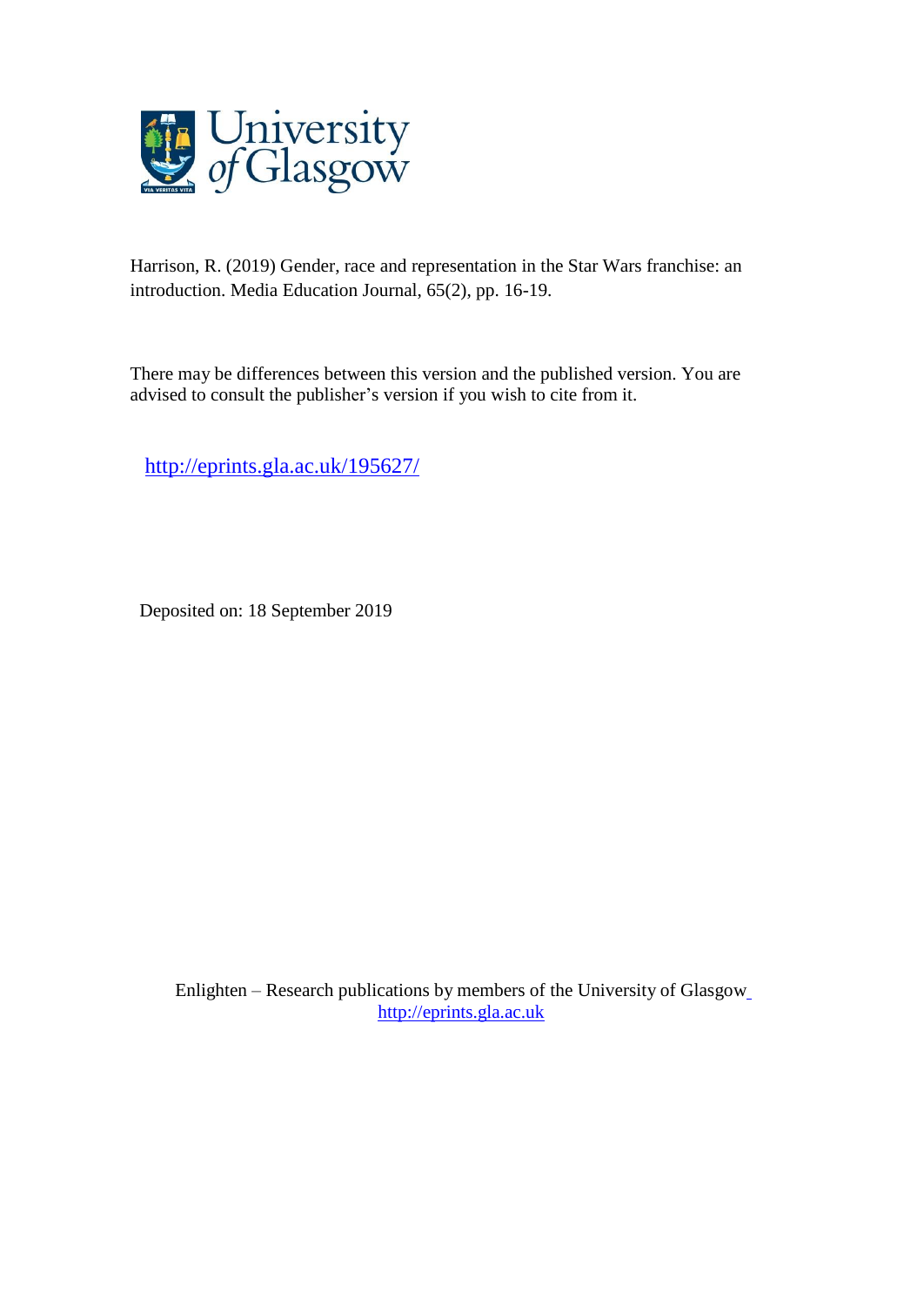Harrison, R. (2019) Gender, race and representation in the Star Wars franchise: an introduction. Media Education Journal, 65(2), pp. 16-19.

There may be differences between this version and the published version. You are advised to consult the publisher's version if you wish to cite from it.

http://eprints.gla.ac.uk/195627/

Deposited on: 18 September 2019

Enlighten – Research publications by members of the University of Glasgow
http://eprints.gla.ac.uk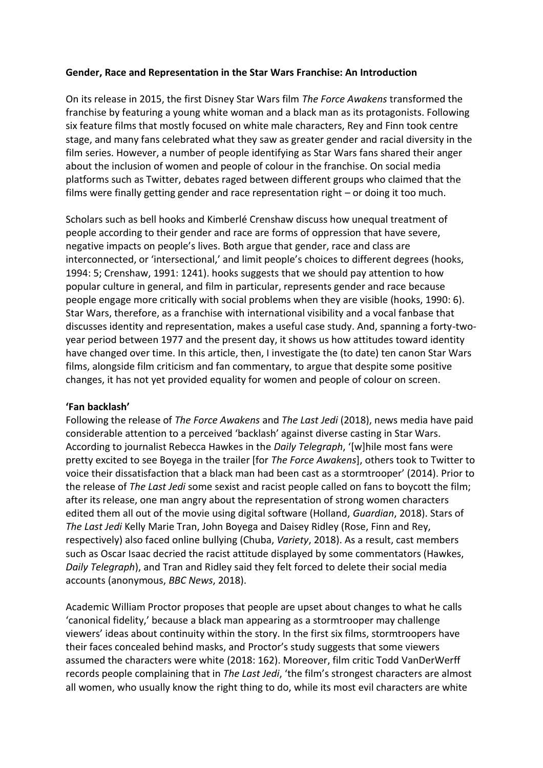**Gender, Race and Representation in the Star Wars Franchise: An Introduction**

On its release in 2015, the first Disney Star Wars film *The Force Awakens* transformed the franchise by featuring a young white woman and a black man as its protagonists. Following six feature films that mostly focused on white male characters, Rey and Finn took centre stage, and many fans celebrated what they saw as greater gender and racial diversity in the film series. However, a number of people identifying as Star Wars fans shared their anger about the inclusion of women and people of colour in the franchise. On social media platforms such as Twitter, debates raged between different groups who claimed that the films were finally getting gender and race representation right – or doing it too much.

Scholars such as bell hooks and Kimberlé Crenshaw discuss how unequal treatment of people according to their gender and race are forms of oppression that have severe, negative impacts on people's lives. Both argue that gender, race and class are interconnected, or 'intersectional,' and limit people's choices to different degrees (hooks, 1994: 5; Crenshaw, 1991: 1241). hooks suggests that we should pay attention to how popular culture in general, and film in particular, represents gender and race because people engage more critically with social problems when they are visible (hooks, 1990: 6). Star Wars, therefore, as a franchise with international visibility and a vocal fanbase that discusses identity and representation, makes a useful case study. And, spanning a forty-two-year period between 1977 and the present day, it shows us how attitudes toward identity have changed over time. In this article, then, I investigate the (to date) ten canon Star Wars films, alongside film criticism and fan commentary, to argue that despite some positive changes, it has not yet provided equality for women and people of colour on screen.

**'Fan backlash'**

Following the release of *The Force Awakens* and *The Last Jedi* (2018), news media have paid considerable attention to a perceived 'backlash' against diverse casting in Star Wars. According to journalist Rebecca Hawkes in the *Daily Telegraph*, '[w]hile most fans were pretty excited to see Boyega in the trailer [for *The Force Awakens*], others took to Twitter to voice their dissatisfaction that a black man had been cast as a stormtrooper' (2014). Prior to the release of *The Last Jedi* some sexist and racist people called on fans to boycott the film; after its release, one man angry about the representation of strong women characters edited them all out of the movie using digital software (Holland, *Guardian*, 2018). Stars of *The Last Jedi* Kelly Marie Tran, John Boyega and Daisey Ridley (Rose, Finn and Rey, respectively) also faced online bullying (Chuba, *Variety*, 2018). As a result, cast members such as Oscar Isaac decried the racist attitude displayed by some commentators (Hawkes, *Daily Telegraph*), and Tran and Ridley said they felt forced to delete their social media accounts (anonymous, *BBC News*, 2018).

Academic William Proctor proposes that people are upset about changes to what he calls 'canonical fidelity,' because a black man appearing as a stormtrooper may challenge viewers' ideas about continuity within the story. In the first six films, stormtroopers have their faces concealed behind masks, and Proctor's study suggests that some viewers assumed the characters were white (2018: 162). Moreover, film critic Todd VanDerWerff records people complaining that in *The Last Jedi*, 'the film's strongest characters are almost all women, who usually know the right thing to do, while its most evil characters are white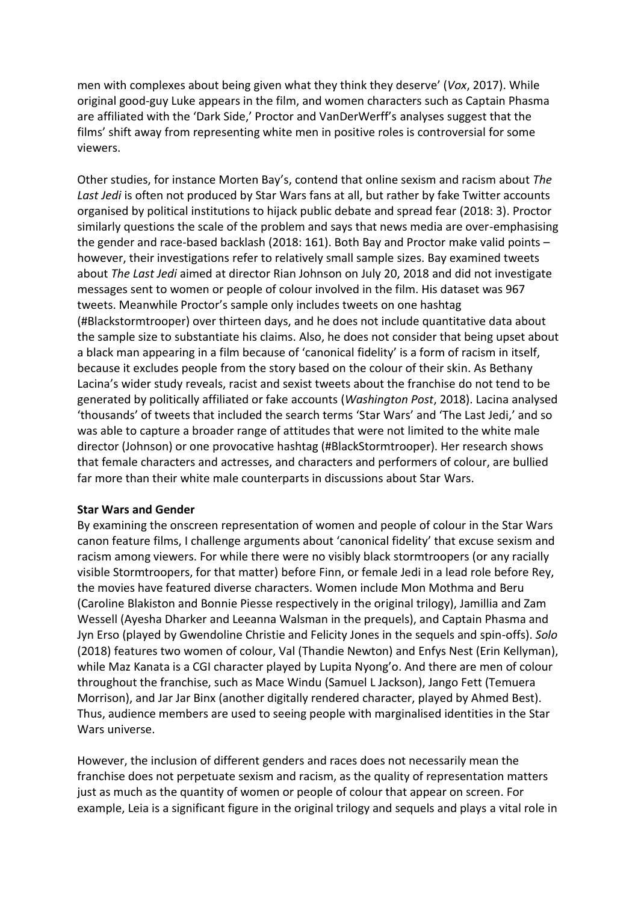men with complexes about being given what they think they deserve' (*Vox*, 2017). While original good-guy Luke appears in the film, and women characters such as Captain Phasma are affiliated with the 'Dark Side,' Proctor and VanDerWerff's analyses suggest that the films' shift away from representing white men in positive roles is controversial for some viewers.

Other studies, for instance Morten Bay's, contend that online sexism and racism about *The Last Jedi* is often not produced by Star Wars fans at all, but rather by fake Twitter accounts organised by political institutions to hijack public debate and spread fear (2018: 3). Proctor similarly questions the scale of the problem and says that news media are over-emphasising the gender and race-based backlash (2018: 161). Both Bay and Proctor make valid points – however, their investigations refer to relatively small sample sizes. Bay examined tweets about *The Last Jedi* aimed at director Rian Johnson on July 20, 2018 and did not investigate messages sent to women or people of colour involved in the film. His dataset was 967 tweets. Meanwhile Proctor's sample only includes tweets on one hashtag (#Blackstormtrooper) over thirteen days, and he does not include quantitative data about the sample size to substantiate his claims. Also, he does not consider that being upset about a black man appearing in a film because of 'canonical fidelity' is a form of racism in itself, because it excludes people from the story based on the colour of their skin. As Bethany Lacina's wider study reveals, racist and sexist tweets about the franchise do not tend to be generated by politically affiliated or fake accounts (*Washington Post*, 2018). Lacina analysed 'thousands' of tweets that included the search terms 'Star Wars' and 'The Last Jedi,' and so was able to capture a broader range of attitudes that were not limited to the white male director (Johnson) or one provocative hashtag (#BlackStormtrooper). Her research shows that female characters and actresses, and characters and performers of colour, are bullied far more than their white male counterparts in discussions about Star Wars.

**Star Wars and Gender**

By examining the onscreen representation of women and people of colour in the Star Wars canon feature films, I challenge arguments about 'canonical fidelity' that excuse sexism and racism among viewers. For while there were no visibly black stormtroopers (or any racially visible Stormtroopers, for that matter) before Finn, or female Jedi in a lead role before Rey, the movies have featured diverse characters. Women include Mon Mothma and Beru (Caroline Blakiston and Bonnie Piesse respectively in the original trilogy), Jamillia and Zam Wessell (Ayesha Dharker and Leeanna Walsman in the prequels), and Captain Phasma and Jyn Erso (played by Gwendoline Christie and Felicity Jones in the sequels and spin-offs). *Solo* (2018) features two women of colour, Val (Thandie Newton) and Enfys Nest (Erin Kellyman), while Maz Kanata is a CGI character played by Lupita Nyong'o. And there are men of colour throughout the franchise, such as Mace Windu (Samuel L Jackson), Jango Fett (Temuera Morrison), and Jar Jar Binx (another digitally rendered character, played by Ahmed Best). Thus, audience members are used to seeing people with marginalised identities in the Star Wars universe.

However, the inclusion of different genders and races does not necessarily mean the franchise does not perpetuate sexism and racism, as the quality of representation matters just as much as the quantity of women or people of colour that appear on screen. For example, Leia is a significant figure in the original trilogy and sequels and plays a vital role in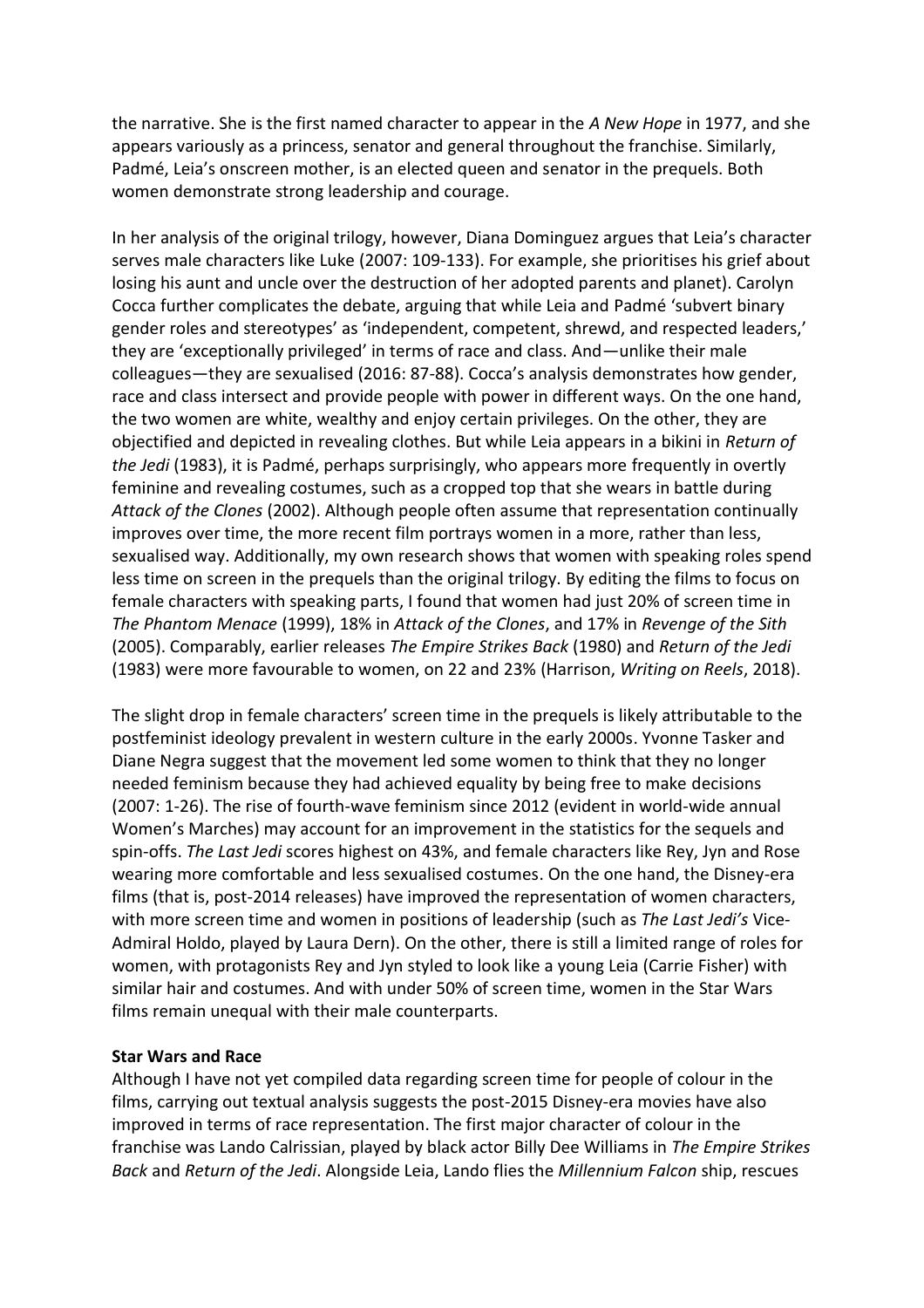the narrative. She is the first named character to appear in the *A New Hope* in 1977, and she appears variously as a princess, senator and general throughout the franchise. Similarly, Padmé, Leia's onscreen mother, is an elected queen and senator in the prequels. Both women demonstrate strong leadership and courage.

In her analysis of the original trilogy, however, Diana Dominguez argues that Leia's character serves male characters like Luke (2007: 109-133). For example, she prioritises his grief about losing his aunt and uncle over the destruction of her adopted parents and planet). Carolyn Cocca further complicates the debate, arguing that while Leia and Padmé 'subvert binary gender roles and stereotypes' as 'independent, competent, shrewd, and respected leaders,' they are 'exceptionally privileged' in terms of race and class. And—unlike their male colleagues—they are sexualised (2016: 87-88). Cocca's analysis demonstrates how gender, race and class intersect and provide people with power in different ways. On the one hand, the two women are white, wealthy and enjoy certain privileges. On the other, they are objectified and depicted in revealing clothes. But while Leia appears in a bikini in *Return of the Jedi* (1983), it is Padmé, perhaps surprisingly, who appears more frequently in overtly feminine and revealing costumes, such as a cropped top that she wears in battle during *Attack of the Clones* (2002). Although people often assume that representation continually improves over time, the more recent film portrays women in a more, rather than less, sexualised way. Additionally, my own research shows that women with speaking roles spend less time on screen in the prequels than the original trilogy. By editing the films to focus on female characters with speaking parts, I found that women had just 20% of screen time in *The Phantom Menace* (1999), 18% in *Attack of the Clones*, and 17% in *Revenge of the Sith* (2005). Comparably, earlier releases *The Empire Strikes Back* (1980) and *Return of the Jedi* (1983) were more favourable to women, on 22 and 23% (Harrison, *Writing on Reels*, 2018).

The slight drop in female characters' screen time in the prequels is likely attributable to the postfeminist ideology prevalent in western culture in the early 2000s. Yvonne Tasker and Diane Negra suggest that the movement led some women to think that they no longer needed feminism because they had achieved equality by being free to make decisions (2007: 1-26). The rise of fourth-wave feminism since 2012 (evident in world-wide annual Women's Marches) may account for an improvement in the statistics for the sequels and spin-offs. *The Last Jedi* scores highest on 43%, and female characters like Rey, Jyn and Rose wearing more comfortable and less sexualised costumes. On the one hand, the Disney-era films (that is, post-2014 releases) have improved the representation of women characters, with more screen time and women in positions of leadership (such as *The Last Jedi's* Vice-Admiral Holdo, played by Laura Dern). On the other, there is still a limited range of roles for women, with protagonists Rey and Jyn styled to look like a young Leia (Carrie Fisher) with similar hair and costumes. And with under 50% of screen time, women in the Star Wars films remain unequal with their male counterparts.

**Star Wars and Race**

Although I have not yet compiled data regarding screen time for people of colour in the films, carrying out textual analysis suggests the post-2015 Disney-era movies have also improved in terms of race representation. The first major character of colour in the franchise was Lando Calrissian, played by black actor Billy Dee Williams in *The Empire Strikes Back* and *Return of the Jedi*. Alongside Leia, Lando flies the *Millennium Falcon* ship, rescues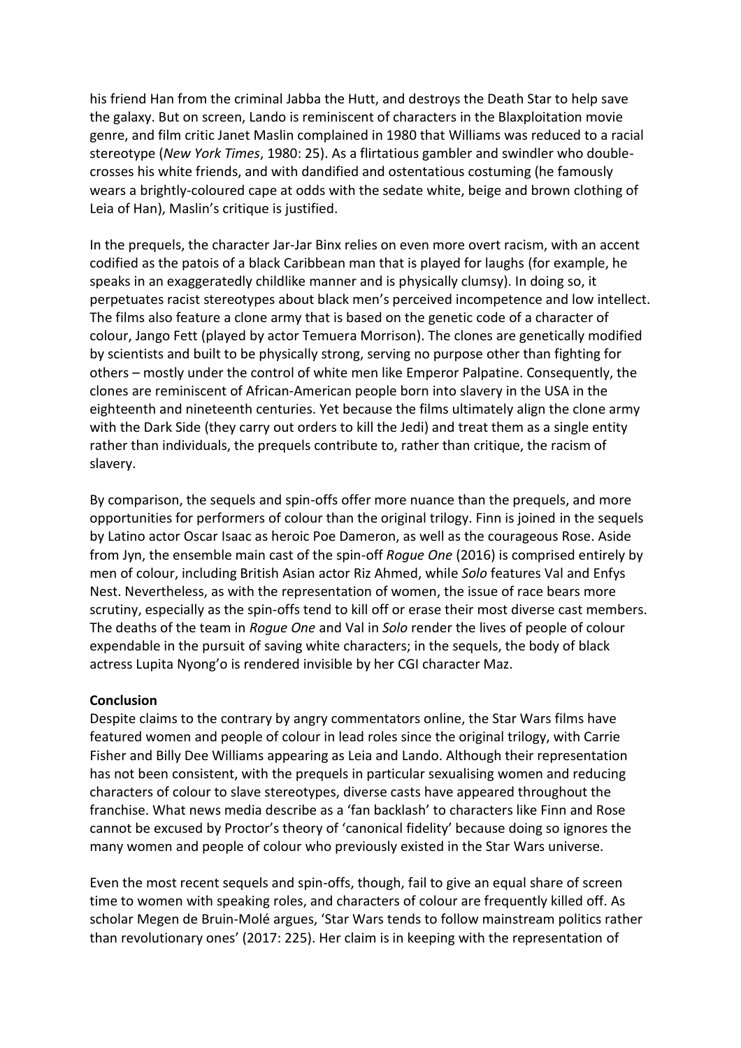his friend Han from the criminal Jabba the Hutt, and destroys the Death Star to help save the galaxy. But on screen, Lando is reminiscent of characters in the Blaxploitation movie genre, and film critic Janet Maslin complained in 1980 that Williams was reduced to a racial stereotype (*New York Times*, 1980: 25). As a flirtatious gambler and swindler who double-crosses his white friends, and with dandified and ostentatious costuming (he famously wears a brightly-coloured cape at odds with the sedate white, beige and brown clothing of Leia of Han), Maslin's critique is justified.

In the prequels, the character Jar-Jar Binx relies on even more overt racism, with an accent codified as the patois of a black Caribbean man that is played for laughs (for example, he speaks in an exaggeratedly childlike manner and is physically clumsy). In doing so, it perpetuates racist stereotypes about black men's perceived incompetence and low intellect. The films also feature a clone army that is based on the genetic code of a character of colour, Jango Fett (played by actor Temuera Morrison). The clones are genetically modified by scientists and built to be physically strong, serving no purpose other than fighting for others – mostly under the control of white men like Emperor Palpatine. Consequently, the clones are reminiscent of African-American people born into slavery in the USA in the eighteenth and nineteenth centuries. Yet because the films ultimately align the clone army with the Dark Side (they carry out orders to kill the Jedi) and treat them as a single entity rather than individuals, the prequels contribute to, rather than critique, the racism of slavery.

By comparison, the sequels and spin-offs offer more nuance than the prequels, and more opportunities for performers of colour than the original trilogy. Finn is joined in the sequels by Latino actor Oscar Isaac as heroic Poe Dameron, as well as the courageous Rose. Aside from Jyn, the ensemble main cast of the spin-off *Rogue One* (2016) is comprised entirely by men of colour, including British Asian actor Riz Ahmed, while *Solo* features Val and Enfys Nest. Nevertheless, as with the representation of women, the issue of race bears more scrutiny, especially as the spin-offs tend to kill off or erase their most diverse cast members. The deaths of the team in *Rogue One* and Val in *Solo* render the lives of people of colour expendable in the pursuit of saving white characters; in the sequels, the body of black actress Lupita Nyong'o is rendered invisible by her CGI character Maz.

**Conclusion**

Despite claims to the contrary by angry commentators online, the Star Wars films have featured women and people of colour in lead roles since the original trilogy, with Carrie Fisher and Billy Dee Williams appearing as Leia and Lando. Although their representation has not been consistent, with the prequels in particular sexualising women and reducing characters of colour to slave stereotypes, diverse casts have appeared throughout the franchise. What news media describe as a 'fan backlash' to characters like Finn and Rose cannot be excused by Proctor's theory of 'canonical fidelity' because doing so ignores the many women and people of colour who previously existed in the Star Wars universe.

Even the most recent sequels and spin-offs, though, fail to give an equal share of screen time to women with speaking roles, and characters of colour are frequently killed off. As scholar Megen de Bruin-Molé argues, 'Star Wars tends to follow mainstream politics rather than revolutionary ones' (2017: 225). Her claim is in keeping with the representation of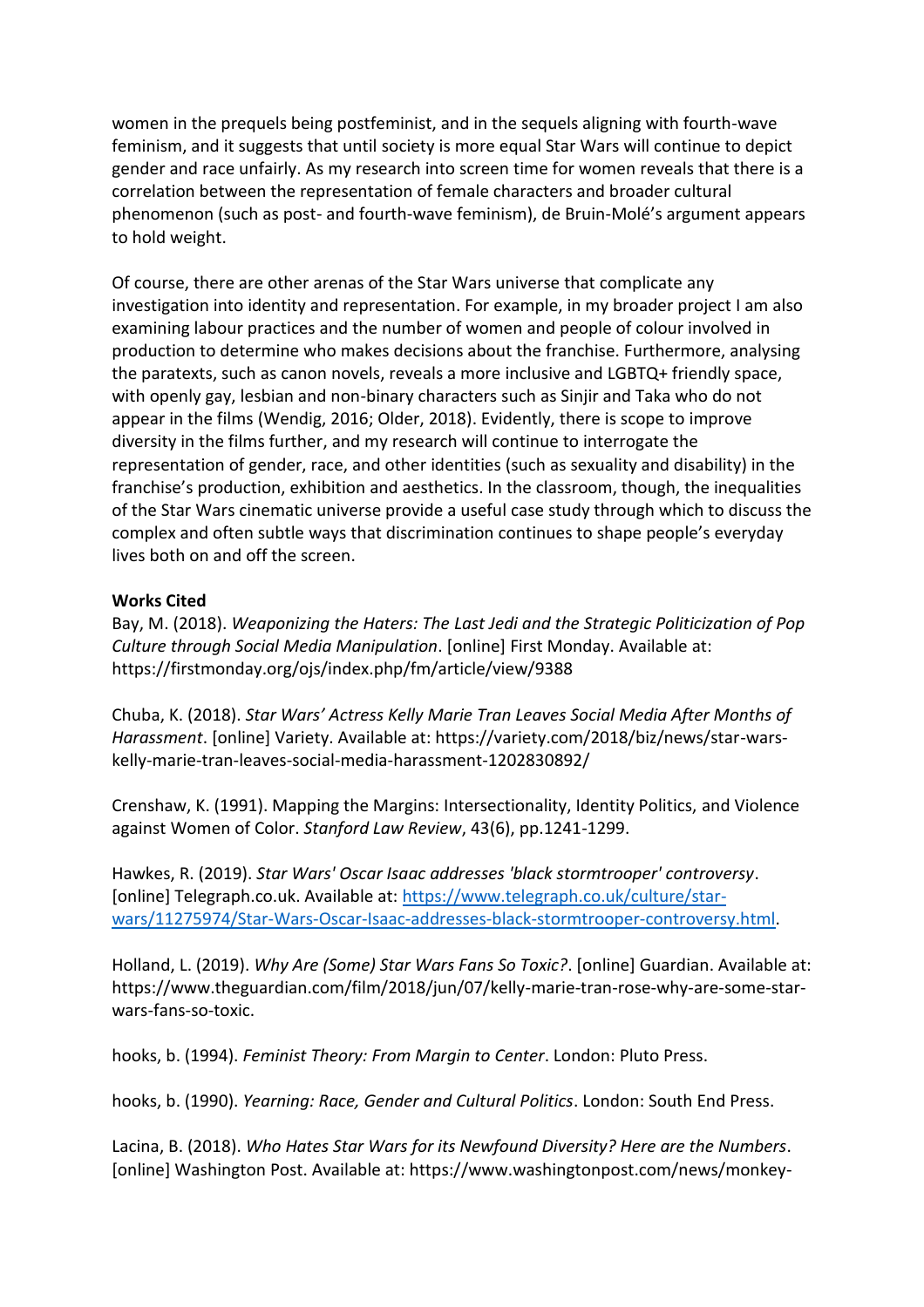women in the prequels being postfeminist, and in the sequels aligning with fourth-wave feminism, and it suggests that until society is more equal Star Wars will continue to depict gender and race unfairly. As my research into screen time for women reveals that there is a correlation between the representation of female characters and broader cultural phenomenon (such as post- and fourth-wave feminism), de Bruin-Molé's argument appears to hold weight.

Of course, there are other arenas of the Star Wars universe that complicate any investigation into identity and representation. For example, in my broader project I am also examining labour practices and the number of women and people of colour involved in production to determine who makes decisions about the franchise. Furthermore, analysing the paratexts, such as canon novels, reveals a more inclusive and LGBTQ+ friendly space, with openly gay, lesbian and non-binary characters such as Sinjir and Taka who do not appear in the films (Wendig, 2016; Older, 2018). Evidently, there is scope to improve diversity in the films further, and my research will continue to interrogate the representation of gender, race, and other identities (such as sexuality and disability) in the franchise's production, exhibition and aesthetics. In the classroom, though, the inequalities of the Star Wars cinematic universe provide a useful case study through which to discuss the complex and often subtle ways that discrimination continues to shape people's everyday lives both on and off the screen.

**Works Cited**

Bay, M. (2018). *Weaponizing the Haters: The Last Jedi and the Strategic Politicization of Pop Culture through Social Media Manipulation*. [online] First Monday. Available at: https://firstmonday.org/ojs/index.php/fm/article/view/9388

Chuba, K. (2018). *Star Wars' Actress Kelly Marie Tran Leaves Social Media After Months of Harassment*. [online] Variety. Available at: https://variety.com/2018/biz/news/star-wars-kelly-marie-tran-leaves-social-media-harassment-1202830892/

Crenshaw, K. (1991). Mapping the Margins: Intersectionality, Identity Politics, and Violence against Women of Color. *Stanford Law Review*, 43(6), pp.1241-1299.

Hawkes, R. (2019). *Star Wars' Oscar Isaac addresses 'black stormtrooper' controversy*. [online] Telegraph.co.uk. Available at: https://www.telegraph.co.uk/culture/star-wars/11275974/Star-Wars-Oscar-Isaac-addresses-black-stormtrooper-controversy.html.

Holland, L. (2019). *Why Are (Some) Star Wars Fans So Toxic?*. [online] Guardian. Available at: https://www.theguardian.com/film/2018/jun/07/kelly-marie-tran-rose-why-are-some-star-wars-fans-so-toxic.

hooks, b. (1994). *Feminist Theory: From Margin to Center*. London: Pluto Press.

hooks, b. (1990). *Yearning: Race, Gender and Cultural Politics*. London: South End Press.

Lacina, B. (2018). *Who Hates Star Wars for its Newfound Diversity? Here are the Numbers*. [online] Washington Post. Available at: https://www.washingtonpost.com/news/monkey-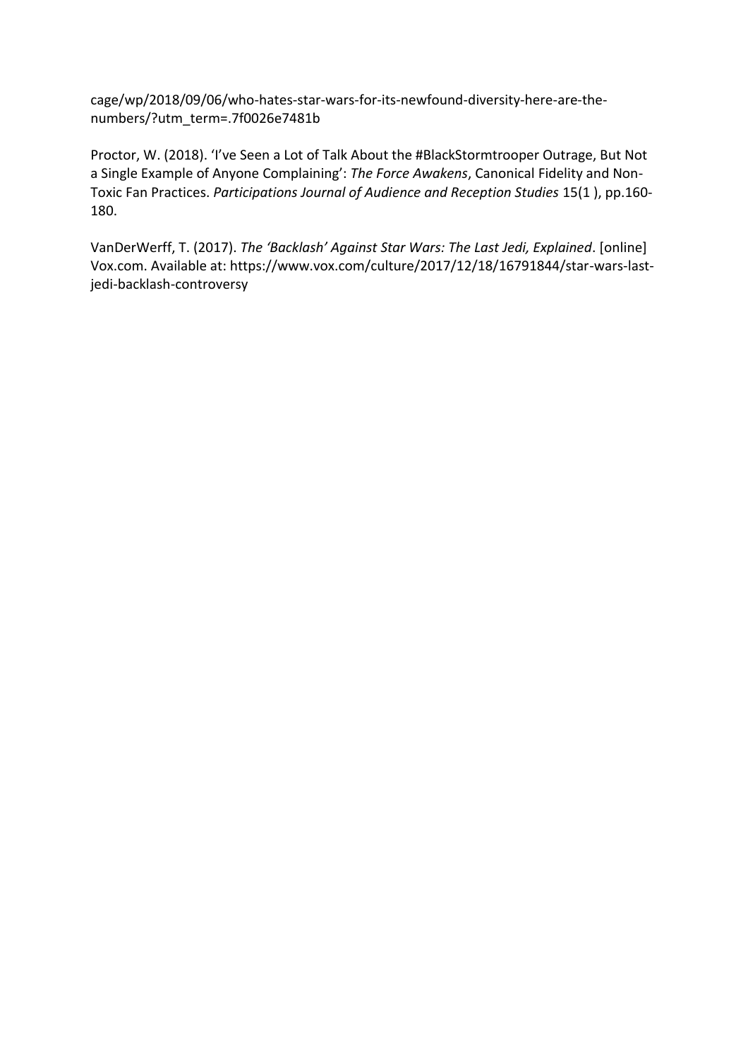cage/wp/2018/09/06/who-hates-star-wars-for-its-newfound-diversity-here-are-the-numbers/?utm_term=.7f0026e7481b

Proctor, W. (2018). 'I've Seen a Lot of Talk About the #BlackStormtrooper Outrage, But Not a Single Example of Anyone Complaining': *The Force Awakens*, Canonical Fidelity and Non-Toxic Fan Practices. *Participations Journal of Audience and Reception Studies* 15(1 ), pp.160-180.

VanDerWerff, T. (2017). *The 'Backlash' Against Star Wars: The Last Jedi, Explained*. [online] Vox.com. Available at: https://www.vox.com/culture/2017/12/18/16791844/star-wars-last-jedi-backlash-controversy